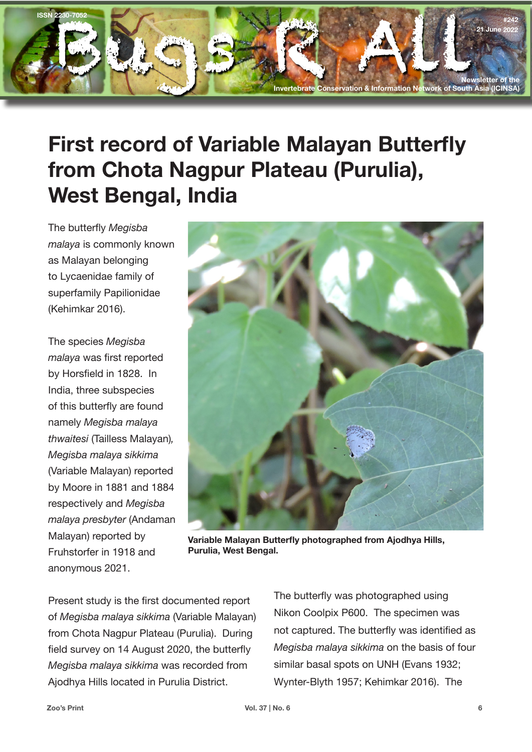# First record of Variable Malayan Butterfly from Chota Nagpur Plateau (Purulia), West Bengal, India

The butterfly *Megisba malaya* is commonly known as Malayan belonging to Lycaenidae family of superfamily Papilionidae (Kehimkar 2016).

The species *Megisba malaya* was first reported by Horsfield in 1828. In India, three subspecies of this butterfly are found namely *Megisba malaya thwaitesi* (Tailless Malayan), *Megisba malaya sikkima* (Variable Malayan) reported by Moore in 1881 and 1884 respectively and *Megisba malaya presbyter* (Andaman Malayan) reported by Fruhstorfer in 1918 and anonymous 2021.

**Variable Malayan Butterfly photographed from Ajodhya Hills, Purulia, West Bengal.**

Present study is the first documented report of *Megisba malaya sikkima* (Variable Malayan) from Chota Nagpur Plateau (Purulia). During field survey on 14 August 2020, the butterfly *Megisba malaya sikkima* was recorded from Ajodhya Hills located in Purulia District.

The butterfly was photographed using Nikon Coolpix P600. The specimen was not captured. The butterfly was identified as *Megisba malaya sikkima* on the basis of four similar basal spots on UNH (Evans 1932; Wynter-Blyth 1957; Kehimkar 2016). The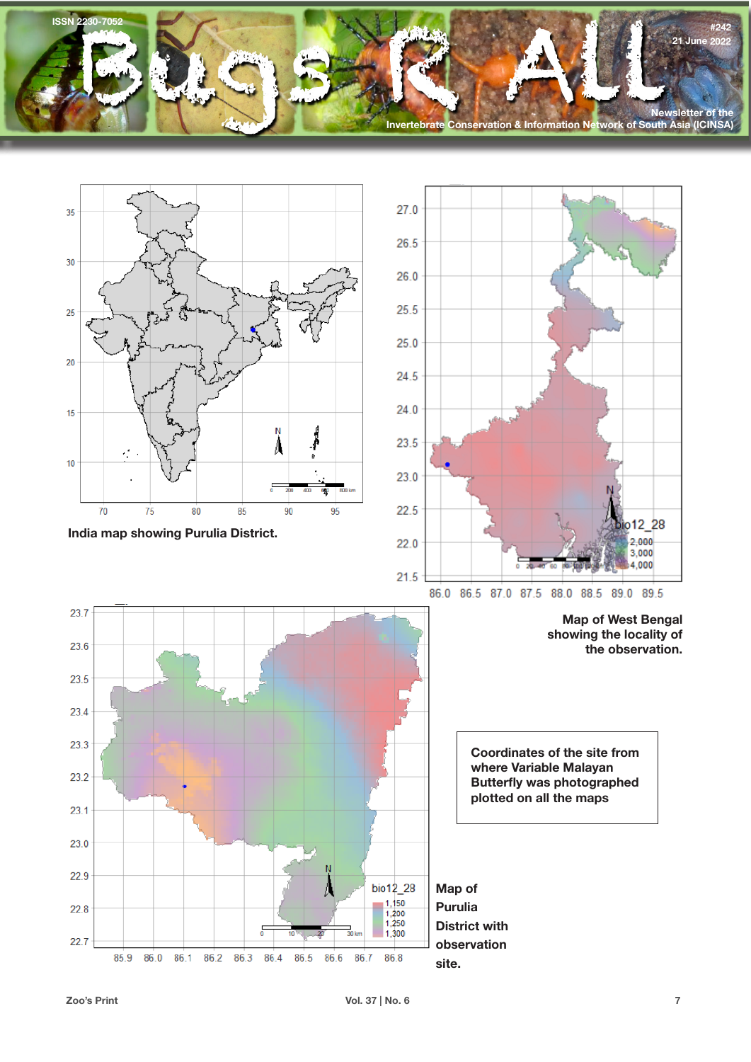India map showing Purulia District.

Map of West Bengal showing the locality of the observation.

Coordinates of the site from where Variable Malayan Butterfly was photographed plotted on all the maps

Map of Purulia District with observation site.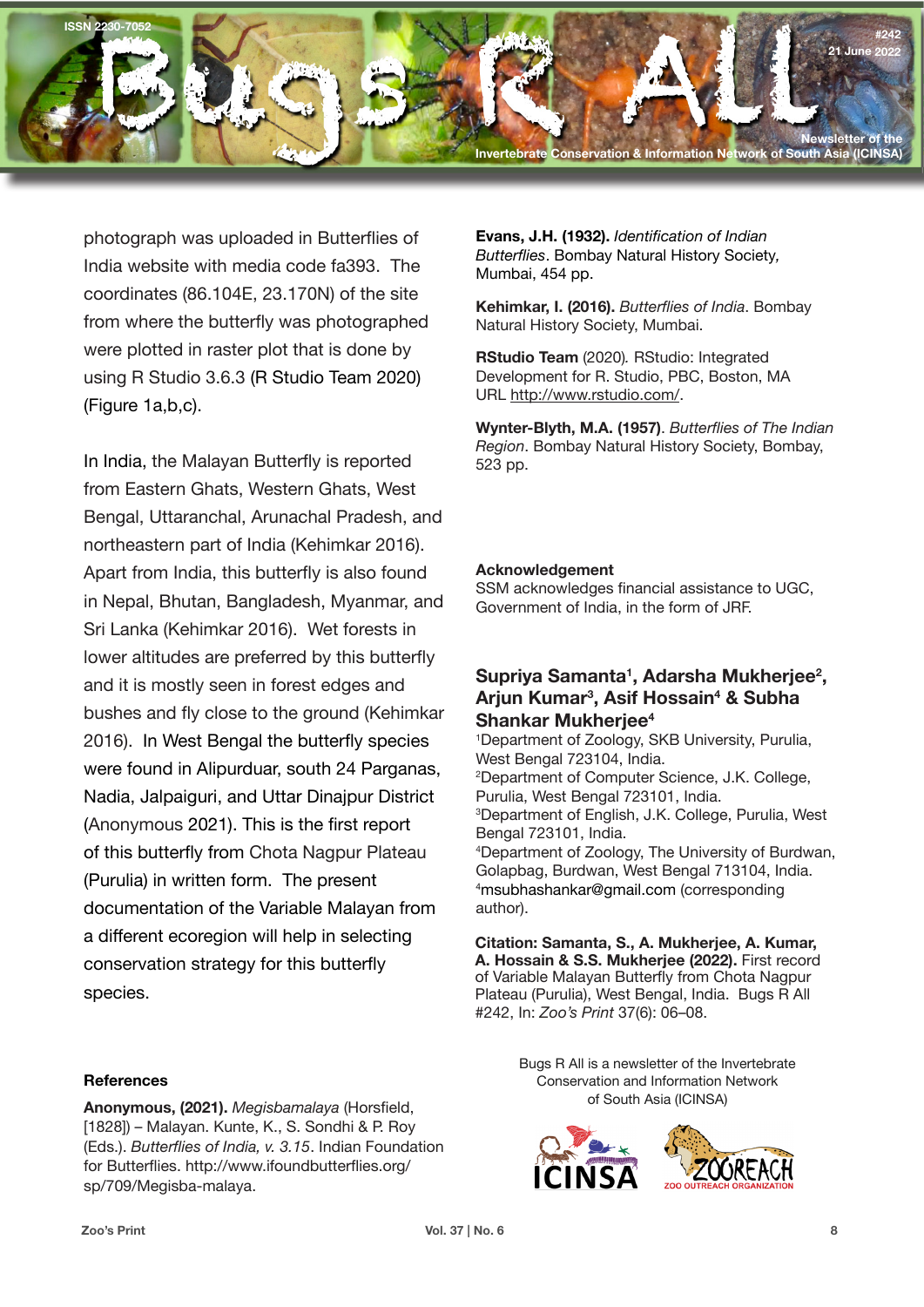photograph was uploaded in Butterflies of India website with media code fa393. The coordinates (86.104E, 23.170N) of the site from where the butterfly was photographed were plotted in raster plot that is done by using R Studio 3.6.3 (R Studio Team 2020) (Figure 1a,b,c).

In India, the Malayan Butterfly is reported from Eastern Ghats, Western Ghats, West Bengal, Uttaranchal, Arunachal Pradesh, and northeastern part of India (Kehimkar 2016). Apart from India, this butterfly is also found in Nepal, Bhutan, Bangladesh, Myanmar, and Sri Lanka (Kehimkar 2016). Wet forests in lower altitudes are preferred by this butterfly and it is mostly seen in forest edges and bushes and fly close to the ground (Kehimkar 2016). In West Bengal the butterfly species were found in Alipurduar, south 24 Parganas, Nadia, Jalpaiguri, and Uttar Dinajpur District (Anonymous 2021). This is the first report of this butterfly from Chota Nagpur Plateau (Purulia) in written form. The present documentation of the Variable Malayan from a different ecoregion will help in selecting conservation strategy for this butterfly species.

## References

**Anonymous, (2021).** *Megisbamalaya* (Horsfield, [1828]) – Malayan. Kunte, K., S. Sondhi & P. Roy (Eds.). *Butterflies of India, v. 3.15*. Indian Foundation for Butterflies. http://www.ifoundbutterflies.org/sp/709/Megisba-malaya.

**Evans, J.H. (1932).** *Identification of Indian Butterflies*. Bombay Natural History Society, Mumbai, 454 pp.

**Kehimkar, I. (2016).** *Butterflies of India*. Bombay Natural History Society, Mumbai.

**RStudio Team** (2020). RStudio: Integrated Development for R. Studio, PBC, Boston, MA URL http://www.rstudio.com/.

**Wynter-Blyth, M.A. (1957)**. *Butterflies of The Indian Region*. Bombay Natural History Society, Bombay, 523 pp.

**Acknowledgement**

SSM acknowledges financial assistance to UGC, Government of India, in the form of JRF.

### Supriya Samanta[1], Adarsha Mukherjee[2], Arjun Kumar[3], Asif Hossain[4] & Subha Shankar Mukherjee[4]

[1]Department of Zoology, SKB University, Purulia, West Bengal 723104, India.
[2]Department of Computer Science, J.K. College, Purulia, West Bengal 723101, India.
[3]Department of English, J.K. College, Purulia, West Bengal 723101, India.
[4]Department of Zoology, The University of Burdwan, Golapbag, Burdwan, West Bengal 713104, India.
[4]msubhashankar@gmail.com (corresponding author).

**Citation: Samanta, S., A. Mukherjee, A. Kumar, A. Hossain & S.S. Mukherjee (2022).** First record of Variable Malayan Butterfly from Chota Nagpur Plateau (Purulia), West Bengal, India. Bugs R All #242, In: *Zoo's Print* 37(6): 06–08.

Bugs R All is a newsletter of the Invertebrate Conservation and Information Network of South Asia (ICINSA)

ICINSA

ZOOREACH
ZOO OUTREACH ORGANIZATION